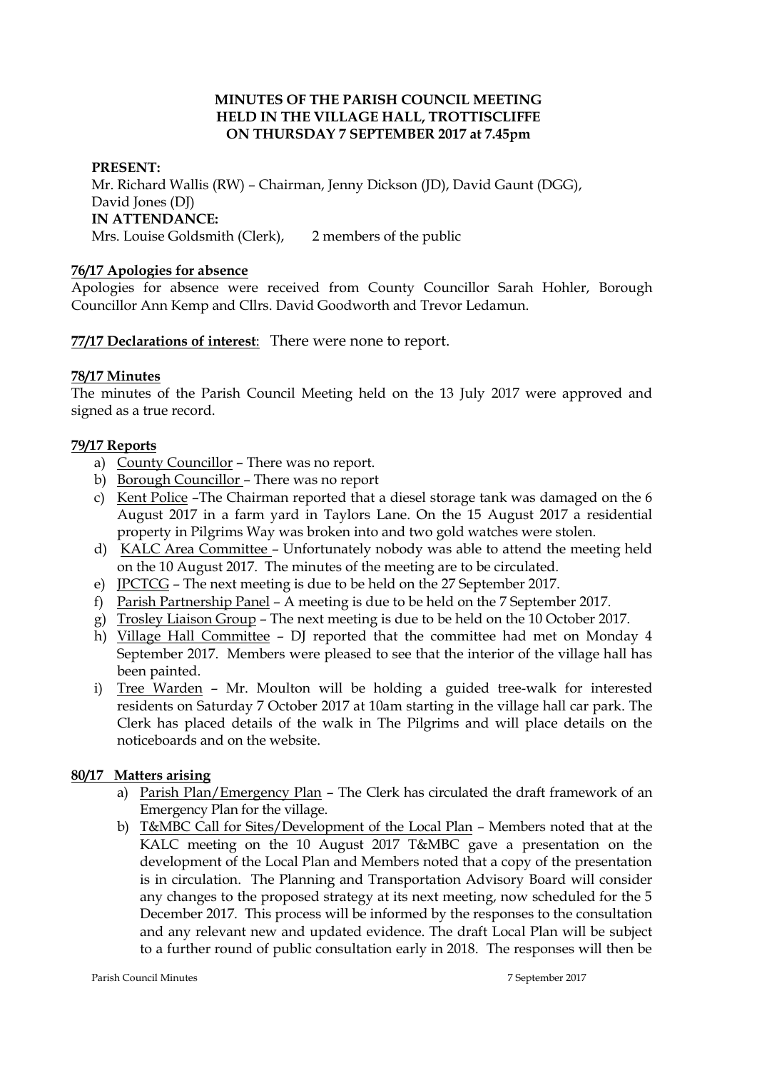**MINUTES OF THE PARISH COUNCIL MEETING**
**HELD IN THE VILLAGE HALL, TROTTISCLIFFE**
**ON THURSDAY 7 SEPTEMBER 2017 at 7.45pm**

**PRESENT:**
Mr. Richard Wallis (RW) – Chairman, Jenny Dickson (JD), David Gaunt (DGG), David Jones (DJ)
**IN ATTENDANCE:**
Mrs. Louise Goldsmith (Clerk), 2 members of the public

**76/17 Apologies for absence**

Apologies for absence were received from County Councillor Sarah Hohler, Borough Councillor Ann Kemp and Cllrs. David Goodworth and Trevor Ledamun.

**77/17 Declarations of interest**: There were none to report.

**78/17 Minutes**

The minutes of the Parish Council Meeting held on the 13 July 2017 were approved and signed as a true record.

**79/17 Reports**

a) County Councillor – There was no report.
b) Borough Councillor – There was no report
c) Kent Police –The Chairman reported that a diesel storage tank was damaged on the 6 August 2017 in a farm yard in Taylors Lane. On the 15 August 2017 a residential property in Pilgrims Way was broken into and two gold watches were stolen.
d) KALC Area Committee – Unfortunately nobody was able to attend the meeting held on the 10 August 2017. The minutes of the meeting are to be circulated.
e) JPCTCG – The next meeting is due to be held on the 27 September 2017.
f) Parish Partnership Panel – A meeting is due to be held on the 7 September 2017.
g) Trosley Liaison Group – The next meeting is due to be held on the 10 October 2017.
h) Village Hall Committee – DJ reported that the committee had met on Monday 4 September 2017. Members were pleased to see that the interior of the village hall has been painted.
i) Tree Warden – Mr. Moulton will be holding a guided tree-walk for interested residents on Saturday 7 October 2017 at 10am starting in the village hall car park. The Clerk has placed details of the walk in The Pilgrims and will place details on the noticeboards and on the website.

**80/17 Matters arising**

a) Parish Plan/Emergency Plan – The Clerk has circulated the draft framework of an Emergency Plan for the village.
b) T&MBC Call for Sites/Development of the Local Plan – Members noted that at the KALC meeting on the 10 August 2017 T&MBC gave a presentation on the development of the Local Plan and Members noted that a copy of the presentation is in circulation. The Planning and Transportation Advisory Board will consider any changes to the proposed strategy at its next meeting, now scheduled for the 5 December 2017. This process will be informed by the responses to the consultation and any relevant new and updated evidence. The draft Local Plan will be subject to a further round of public consultation early in 2018. The responses will then be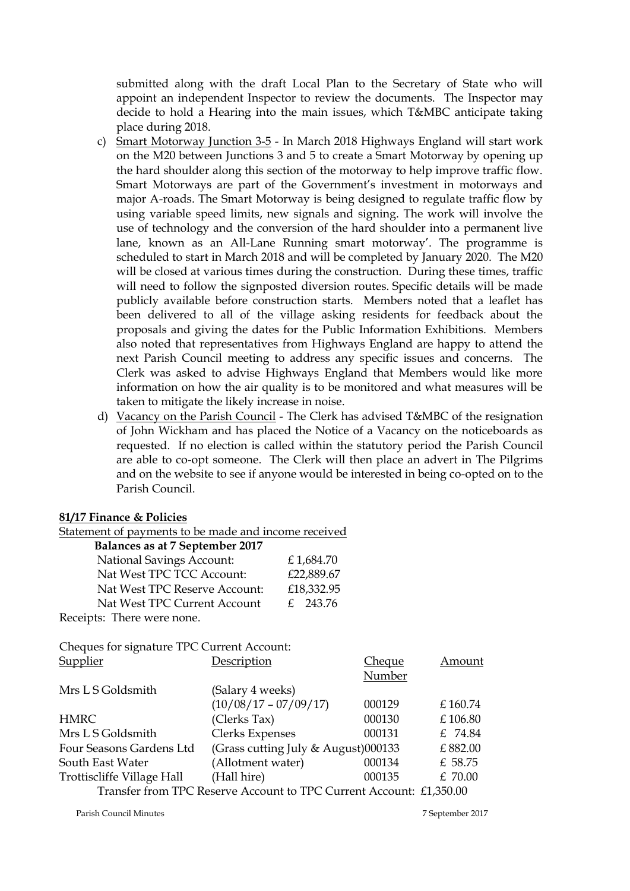submitted along with the draft Local Plan to the Secretary of State who will appoint an independent Inspector to review the documents. The Inspector may decide to hold a Hearing into the main issues, which T&MBC anticipate taking place during 2018.

c) Smart Motorway Junction 3-5 - In March 2018 Highways England will start work on the M20 between Junctions 3 and 5 to create a Smart Motorway by opening up the hard shoulder along this section of the motorway to help improve traffic flow. Smart Motorways are part of the Government's investment in motorways and major A-roads. The Smart Motorway is being designed to regulate traffic flow by using variable speed limits, new signals and signing. The work will involve the use of technology and the conversion of the hard shoulder into a permanent live lane, known as an All-Lane Running smart motorway'. The programme is scheduled to start in March 2018 and will be completed by January 2020. The M20 will be closed at various times during the construction. During these times, traffic will need to follow the signposted diversion routes. Specific details will be made publicly available before construction starts. Members noted that a leaflet has been delivered to all of the village asking residents for feedback about the proposals and giving the dates for the Public Information Exhibitions. Members also noted that representatives from Highways England are happy to attend the next Parish Council meeting to address any specific issues and concerns. The Clerk was asked to advise Highways England that Members would like more information on how the air quality is to be monitored and what measures will be taken to mitigate the likely increase in noise.

d) Vacancy on the Parish Council - The Clerk has advised T&MBC of the resignation of John Wickham and has placed the Notice of a Vacancy on the noticeboards as requested. If no election is called within the statutory period the Parish Council are able to co-opt someone. The Clerk will then place an advert in The Pilgrims and on the website to see if anyone would be interested in being co-opted on to the Parish Council.

**81/17 Finance & Policies**

Statement of payments to be made and income received

**Balances as at 7 September 2017**

| | |
|---|---|
| National Savings Account: | £ 1,684.70 |
| Nat West TPC TCC Account: | £22,889.67 |
| Nat West TPC Reserve Account: | £18,332.95 |
| Nat West TPC Current Account | £ 243.76 |

Receipts: There were none.

Cheques for signature TPC Current Account:

| Supplier | Description | Cheque Number | Amount |
|---|---|---|---|
| Mrs L S Goldsmith | (Salary 4 weeks) (10/08/17 – 07/09/17) | 000129 | £ 160.74 |
| HMRC | (Clerks Tax) | 000130 | £ 106.80 |
| Mrs L S Goldsmith | Clerks Expenses | 000131 | £ 74.84 |
| Four Seasons Gardens Ltd | (Grass cutting July & August) | 000133 | £ 882.00 |
| South East Water | (Allotment water) | 000134 | £ 58.75 |
| Trottiscliffe Village Hall | (Hall hire) | 000135 | £ 70.00 |

Transfer from TPC Reserve Account to TPC Current Account: £1,350.00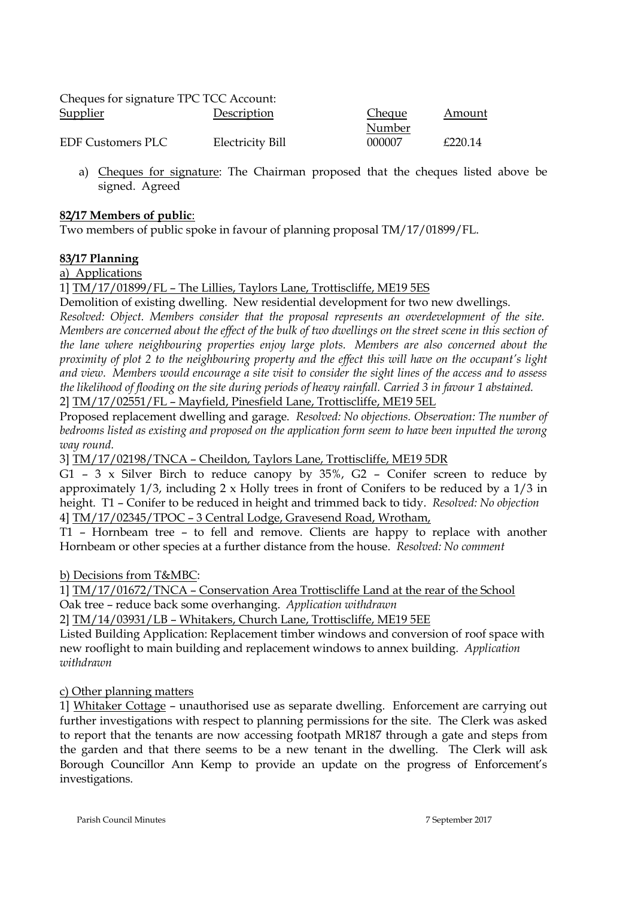Cheques for signature TPC TCC Account:

| Supplier | Description | Cheque Number | Amount |
|---|---|---|---|
| EDF Customers PLC | Electricity Bill | 000007 | £220.14 |

a) Cheques for signature: The Chairman proposed that the cheques listed above be signed. Agreed

**82/17 Members of public**:

Two members of public spoke in favour of planning proposal TM/17/01899/FL.

**83/17 Planning**

a) Applications

1] TM/17/01899/FL – The Lillies, Taylors Lane, Trottiscliffe, ME19 5ES

Demolition of existing dwelling. New residential development for two new dwellings. *Resolved: Object. Members consider that the proposal represents an overdevelopment of the site. Members are concerned about the effect of the bulk of two dwellings on the street scene in this section of the lane where neighbouring properties enjoy large plots. Members are also concerned about the proximity of plot 2 to the neighbouring property and the effect this will have on the occupant's light and view. Members would encourage a site visit to consider the sight lines of the access and to assess the likelihood of flooding on the site during periods of heavy rainfall. Carried 3 in favour 1 abstained.*

2] TM/17/02551/FL – Mayfield, Pinesfield Lane, Trottiscliffe, ME19 5EL

Proposed replacement dwelling and garage. *Resolved: No objections. Observation: The number of bedrooms listed as existing and proposed on the application form seem to have been inputted the wrong way round.*

3] TM/17/02198/TNCA – Cheildon, Taylors Lane, Trottiscliffe, ME19 5DR

G1 – 3 x Silver Birch to reduce canopy by 35%, G2 – Conifer screen to reduce by approximately 1/3, including 2 x Holly trees in front of Conifers to be reduced by a 1/3 in height. T1 – Conifer to be reduced in height and trimmed back to tidy. *Resolved: No objection*

4] TM/17/02345/TPOC – 3 Central Lodge, Gravesend Road, Wrotham,

T1 – Hornbeam tree – to fell and remove. Clients are happy to replace with another Hornbeam or other species at a further distance from the house. *Resolved: No comment*

b) Decisions from T&MBC:

1] TM/17/01672/TNCA – Conservation Area Trottiscliffe Land at the rear of the School

Oak tree – reduce back some overhanging. *Application withdrawn*

2] TM/14/03931/LB – Whitakers, Church Lane, Trottiscliffe, ME19 5EE

Listed Building Application: Replacement timber windows and conversion of roof space with new rooflight to main building and replacement windows to annex building. *Application withdrawn*

c) Other planning matters

1] Whitaker Cottage – unauthorised use as separate dwelling. Enforcement are carrying out further investigations with respect to planning permissions for the site. The Clerk was asked to report that the tenants are now accessing footpath MR187 through a gate and steps from the garden and that there seems to be a new tenant in the dwelling. The Clerk will ask Borough Councillor Ann Kemp to provide an update on the progress of Enforcement's investigations.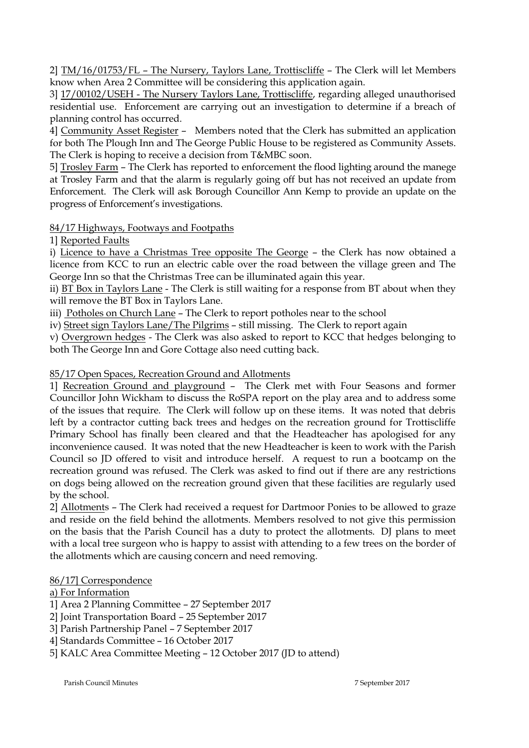2] TM/16/01753/FL – The Nursery, Taylors Lane, Trottiscliffe – The Clerk will let Members know when Area 2 Committee will be considering this application again.

3] 17/00102/USEH - The Nursery Taylors Lane, Trottiscliffe, regarding alleged unauthorised residential use. Enforcement are carrying out an investigation to determine if a breach of planning control has occurred.

4] Community Asset Register – Members noted that the Clerk has submitted an application for both The Plough Inn and The George Public House to be registered as Community Assets. The Clerk is hoping to receive a decision from T&MBC soon.

5] Trosley Farm – The Clerk has reported to enforcement the flood lighting around the manege at Trosley Farm and that the alarm is regularly going off but has not received an update from Enforcement. The Clerk will ask Borough Councillor Ann Kemp to provide an update on the progress of Enforcement's investigations.

84/17 Highways, Footways and Footpaths

1] Reported Faults

i) Licence to have a Christmas Tree opposite The George – the Clerk has now obtained a licence from KCC to run an electric cable over the road between the village green and The George Inn so that the Christmas Tree can be illuminated again this year.

ii) BT Box in Taylors Lane - The Clerk is still waiting for a response from BT about when they will remove the BT Box in Taylors Lane.

iii) Potholes on Church Lane – The Clerk to report potholes near to the school

iv) Street sign Taylors Lane/The Pilgrims – still missing. The Clerk to report again

v) Overgrown hedges - The Clerk was also asked to report to KCC that hedges belonging to both The George Inn and Gore Cottage also need cutting back.

85/17 Open Spaces, Recreation Ground and Allotments

1] Recreation Ground and playground – The Clerk met with Four Seasons and former Councillor John Wickham to discuss the RoSPA report on the play area and to address some of the issues that require. The Clerk will follow up on these items. It was noted that debris left by a contractor cutting back trees and hedges on the recreation ground for Trottiscliffe Primary School has finally been cleared and that the Headteacher has apologised for any inconvenience caused. It was noted that the new Headteacher is keen to work with the Parish Council so JD offered to visit and introduce herself. A request to run a bootcamp on the recreation ground was refused. The Clerk was asked to find out if there are any restrictions on dogs being allowed on the recreation ground given that these facilities are regularly used by the school.

2] Allotments – The Clerk had received a request for Dartmoor Ponies to be allowed to graze and reside on the field behind the allotments. Members resolved to not give this permission on the basis that the Parish Council has a duty to protect the allotments. DJ plans to meet with a local tree surgeon who is happy to assist with attending to a few trees on the border of the allotments which are causing concern and need removing.

86/17] Correspondence

a) For Information

1] Area 2 Planning Committee – 27 September 2017

2] Joint Transportation Board – 25 September 2017

3] Parish Partnership Panel – 7 September 2017

4] Standards Committee – 16 October 2017

5] KALC Area Committee Meeting – 12 October 2017 (JD to attend)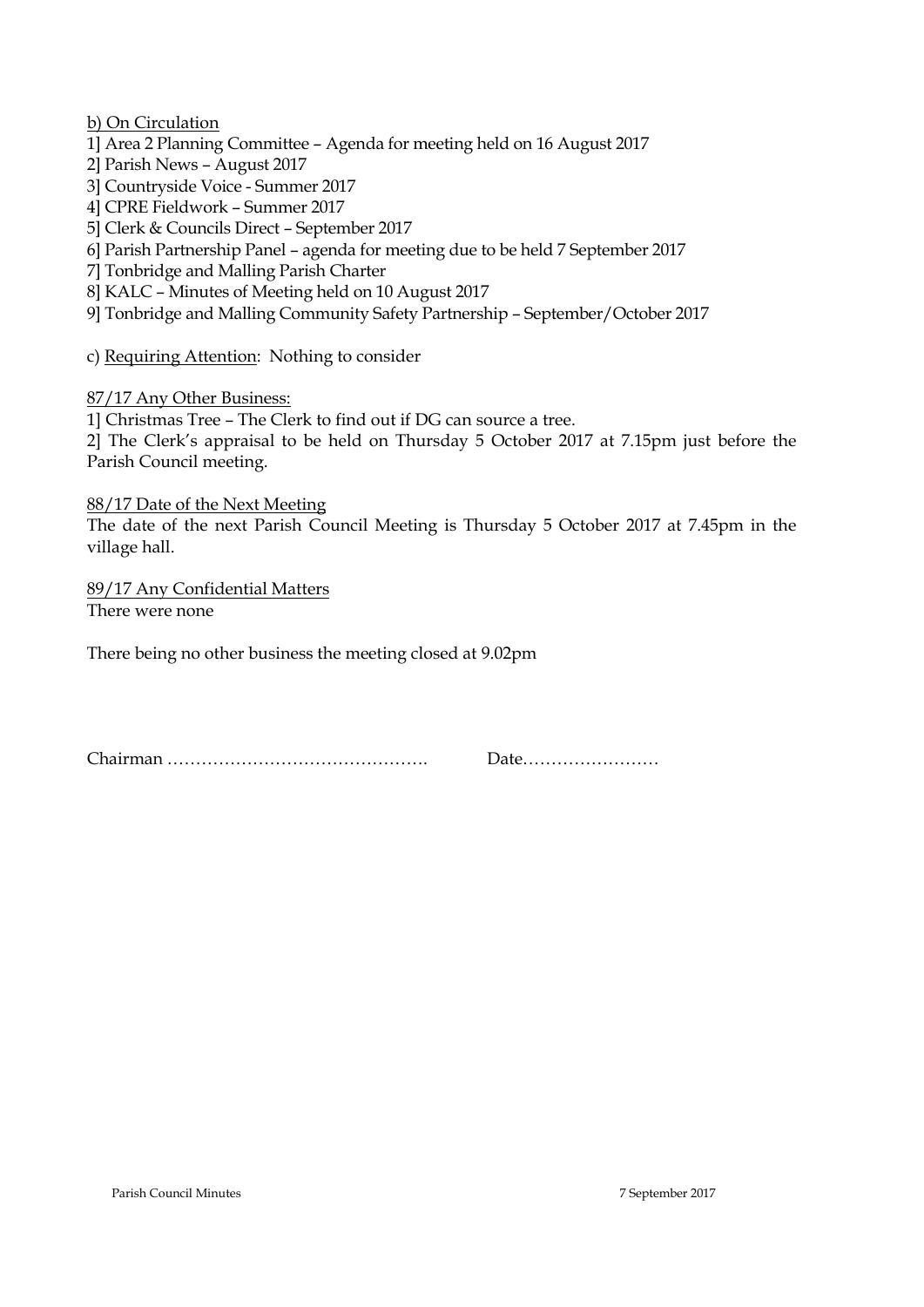b) On Circulation

1] Area 2 Planning Committee – Agenda for meeting held on 16 August 2017
2] Parish News – August 2017
3] Countryside Voice - Summer 2017
4] CPRE Fieldwork – Summer 2017
5] Clerk & Councils Direct – September 2017
6] Parish Partnership Panel – agenda for meeting due to be held 7 September 2017
7] Tonbridge and Malling Parish Charter
8] KALC – Minutes of Meeting held on 10 August 2017
9] Tonbridge and Malling Community Safety Partnership – September/October 2017

c) Requiring Attention: Nothing to consider

87/17 Any Other Business:

1] Christmas Tree – The Clerk to find out if DG can source a tree.
2] The Clerk's appraisal to be held on Thursday 5 October 2017 at 7.15pm just before the Parish Council meeting.

88/17 Date of the Next Meeting

The date of the next Parish Council Meeting is Thursday 5 October 2017 at 7.45pm in the village hall.

89/17 Any Confidential Matters

There were none

There being no other business the meeting closed at 9.02pm

Chairman ………………………………………. Date……………………